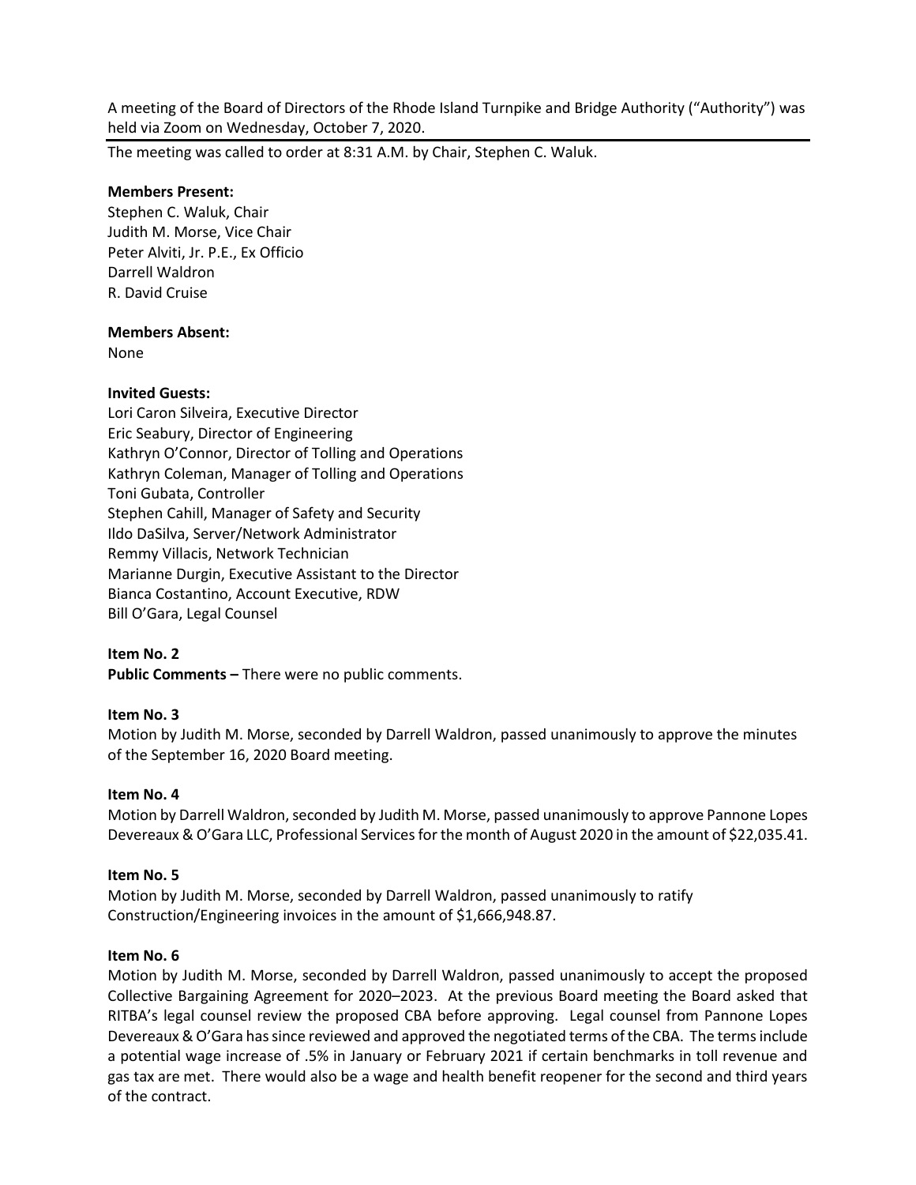A meeting of the Board of Directors of the Rhode Island Turnpike and Bridge Authority ("Authority") was held via Zoom on Wednesday, October 7, 2020.

---

The meeting was called to order at 8:31 A.M. by Chair, Stephen C. Waluk.

**Members Present:**
Stephen C. Waluk, Chair
Judith M. Morse, Vice Chair
Peter Alviti, Jr. P.E., Ex Officio
Darrell Waldron
R. David Cruise

**Members Absent:**
None

**Invited Guests:**
Lori Caron Silveira, Executive Director
Eric Seabury, Director of Engineering
Kathryn O'Connor, Director of Tolling and Operations
Kathryn Coleman, Manager of Tolling and Operations
Toni Gubata, Controller
Stephen Cahill, Manager of Safety and Security
Ildo DaSilva, Server/Network Administrator
Remmy Villacis, Network Technician
Marianne Durgin, Executive Assistant to the Director
Bianca Costantino, Account Executive, RDW
Bill O'Gara, Legal Counsel

**Item No. 2**
**Public Comments –** There were no public comments.

**Item No. 3**
Motion by Judith M. Morse, seconded by Darrell Waldron, passed unanimously to approve the minutes of the September 16, 2020 Board meeting.

**Item No. 4**
Motion by Darrell Waldron, seconded by Judith M. Morse, passed unanimously to approve Pannone Lopes Devereaux & O'Gara LLC, Professional Services for the month of August 2020 in the amount of $22,035.41.

**Item No. 5**
Motion by Judith M. Morse, seconded by Darrell Waldron, passed unanimously to ratify Construction/Engineering invoices in the amount of $1,666,948.87.

**Item No. 6**
Motion by Judith M. Morse, seconded by Darrell Waldron, passed unanimously to accept the proposed Collective Bargaining Agreement for 2020–2023. At the previous Board meeting the Board asked that RITBA's legal counsel review the proposed CBA before approving. Legal counsel from Pannone Lopes Devereaux & O'Gara has since reviewed and approved the negotiated terms of the CBA. The terms include a potential wage increase of .5% in January or February 2021 if certain benchmarks in toll revenue and gas tax are met. There would also be a wage and health benefit reopener for the second and third years of the contract.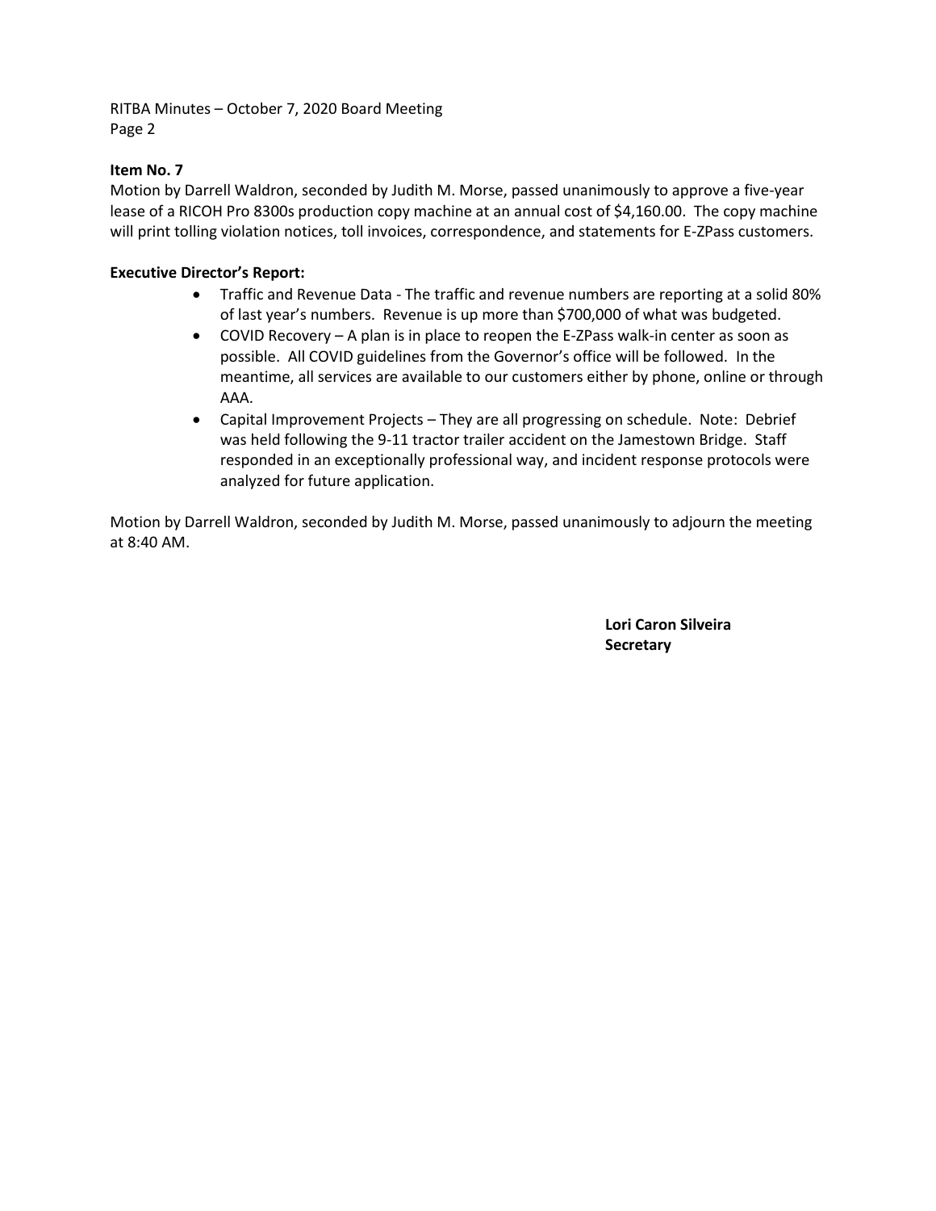**Item No. 7**

Motion by Darrell Waldron, seconded by Judith M. Morse, passed unanimously to approve a five-year lease of a RICOH Pro 8300s production copy machine at an annual cost of $4,160.00. The copy machine will print tolling violation notices, toll invoices, correspondence, and statements for E-ZPass customers.

**Executive Director's Report:**

- Traffic and Revenue Data - The traffic and revenue numbers are reporting at a solid 80% of last year's numbers. Revenue is up more than $700,000 of what was budgeted.
- COVID Recovery – A plan is in place to reopen the E-ZPass walk-in center as soon as possible. All COVID guidelines from the Governor's office will be followed. In the meantime, all services are available to our customers either by phone, online or through AAA.
- Capital Improvement Projects – They are all progressing on schedule. Note: Debrief was held following the 9-11 tractor trailer accident on the Jamestown Bridge. Staff responded in an exceptionally professional way, and incident response protocols were analyzed for future application.

Motion by Darrell Waldron, seconded by Judith M. Morse, passed unanimously to adjourn the meeting at 8:40 AM.

**Lori Caron Silveira**
**Secretary**